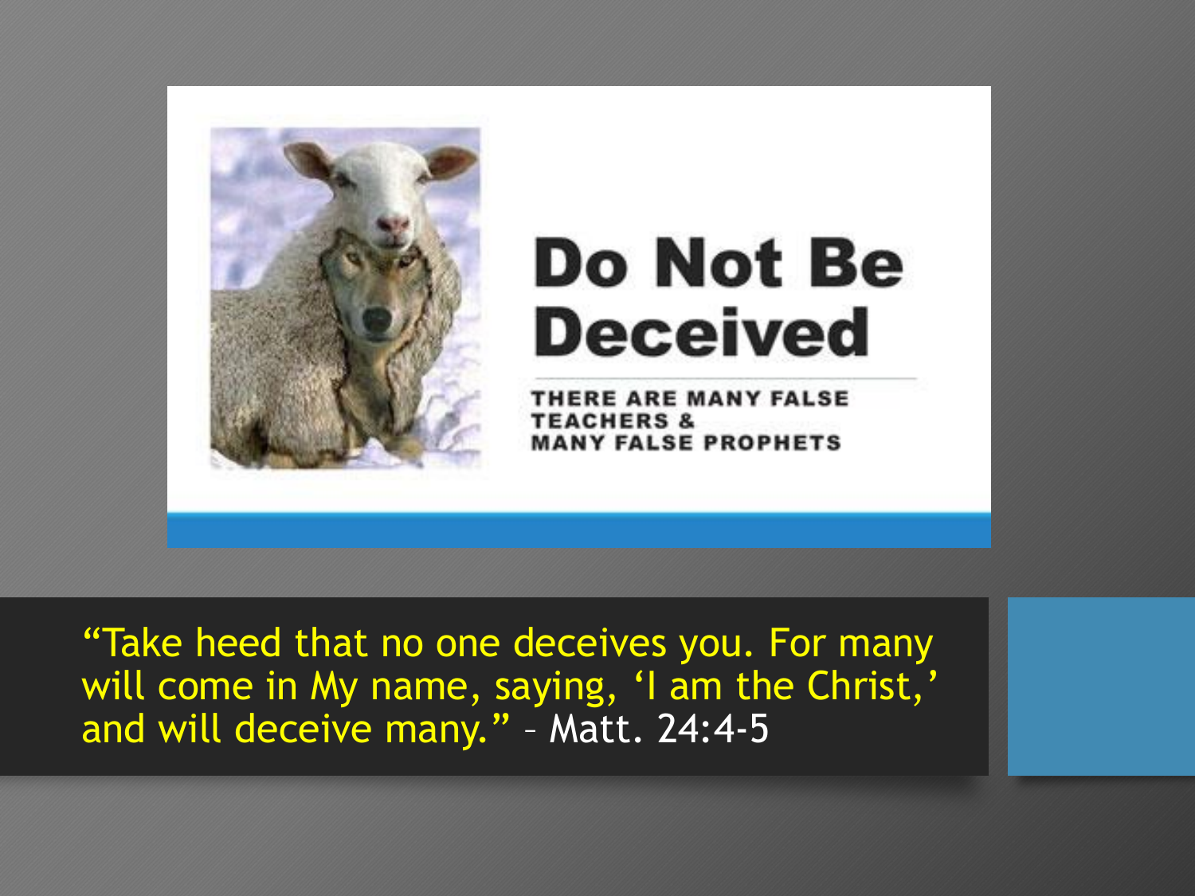# Do Not Be Deceived

THERE ARE MANY FALSE TEACHERS & MANY FALSE PROPHETS

"Take heed that no one deceives you. For many will come in My name, saying, 'I am the Christ,' and will deceive many." – Matt. 24:4-5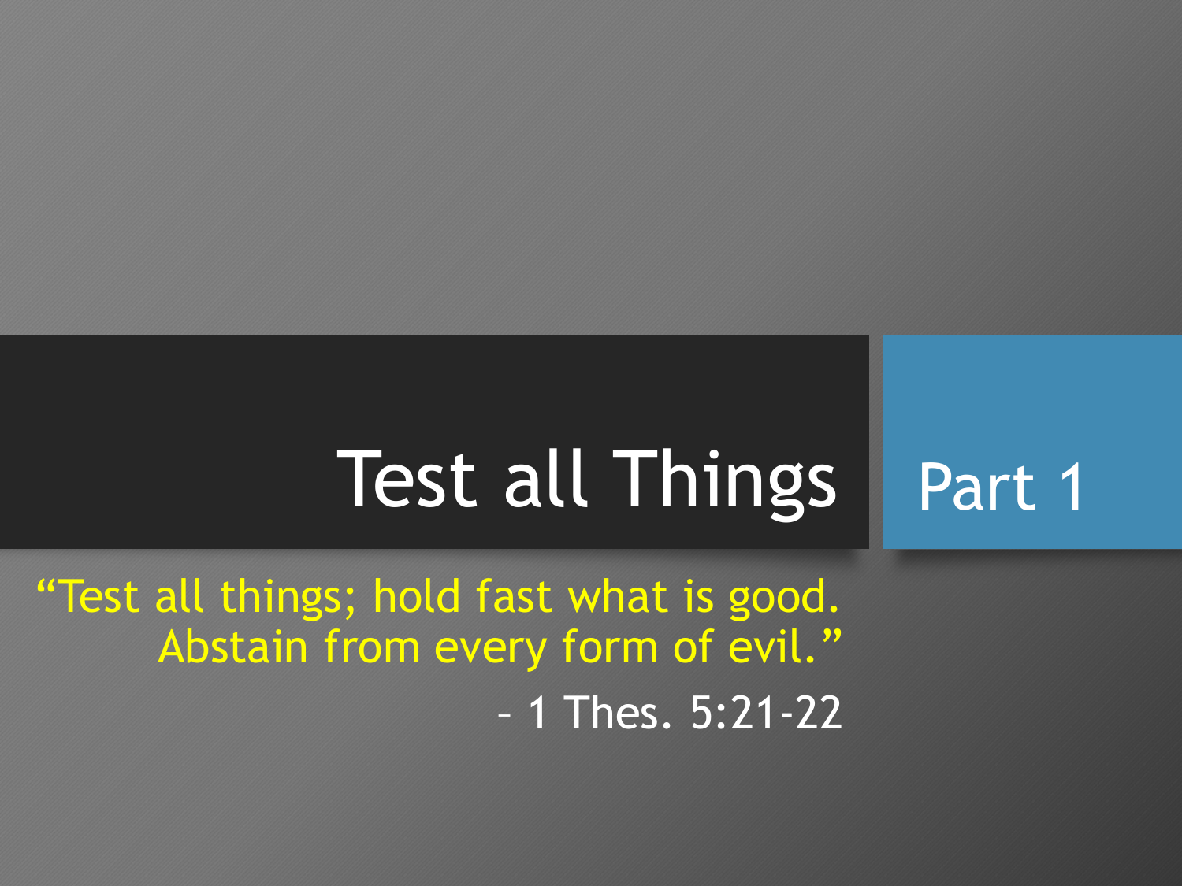# Test all Things

## Part 1

"Test all things; hold fast what is good. Abstain from every form of evil."

– 1 Thes. 5:21-22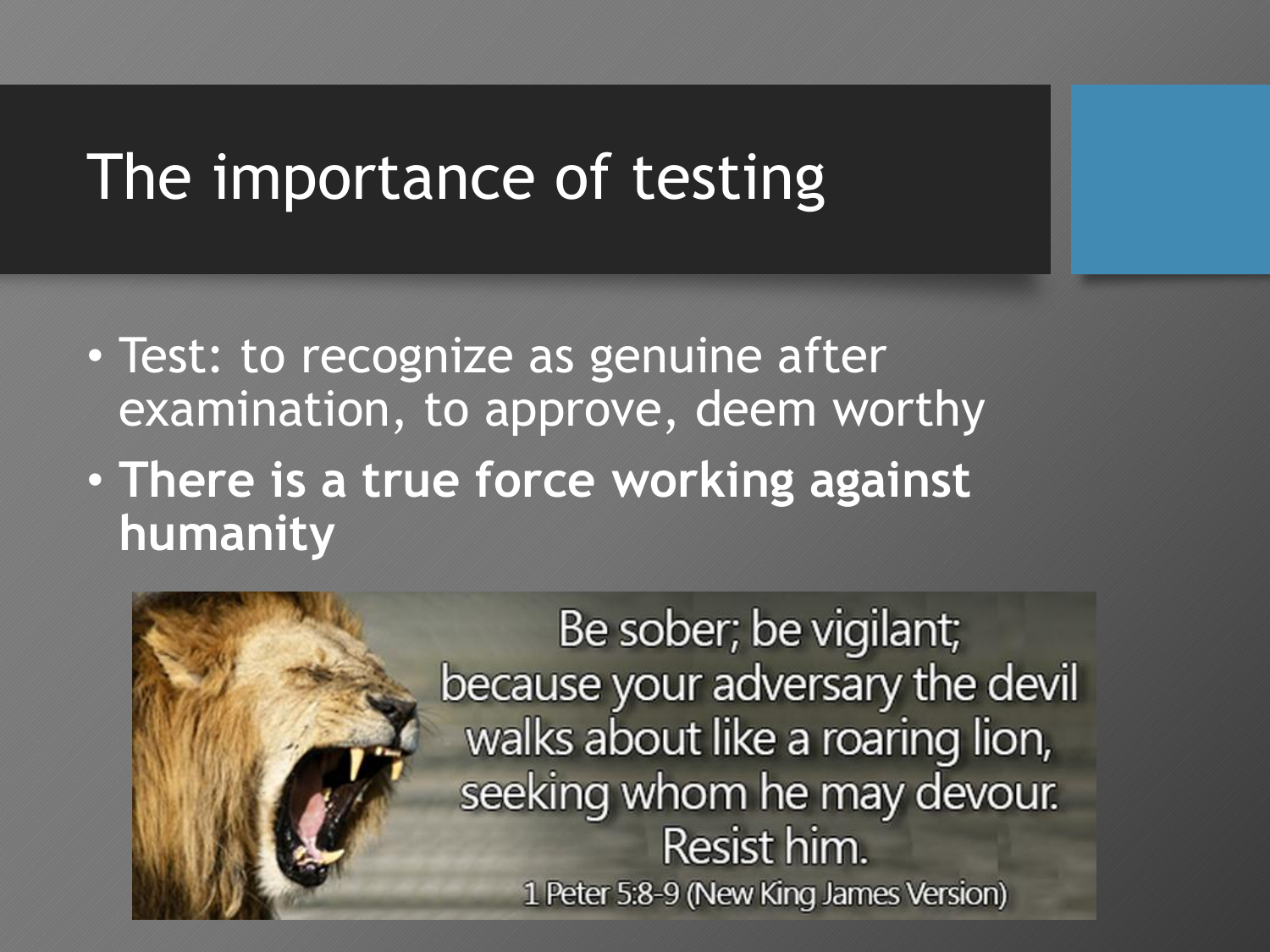# The importance of testing

- Test: to recognize as genuine after examination, to approve, deem worthy
- **There is a true force working against humanity**

Be sober; be vigilant; because your adversary the devil walks about like a roaring lion, seeking whom he may devour. Resist him.

1 Peter 5:8-9 (New King James Version)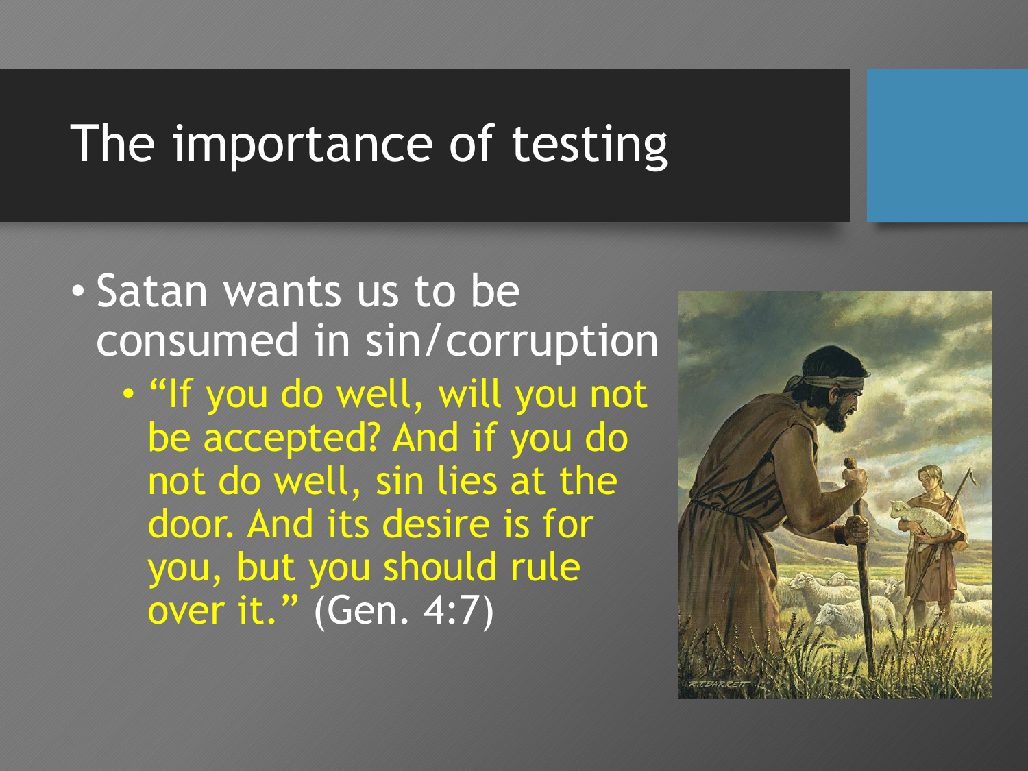# The importance of testing

- Satan wants us to be consumed in sin/corruption
  - "If you do well, will you not be accepted? And if you do not do well, sin lies at the door. And its desire is for you, but you should rule over it." (Gen. 4:7)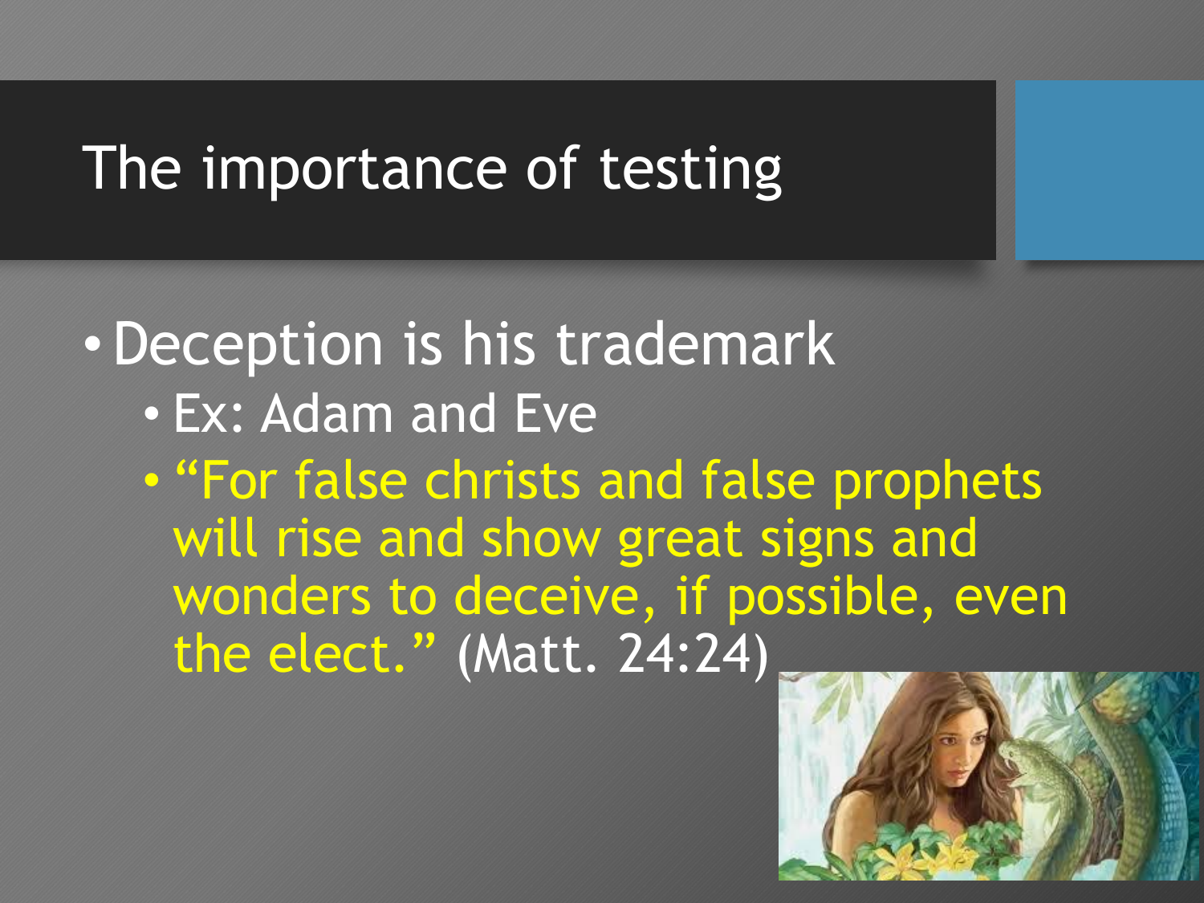# The importance of testing

- Deception is his trademark
  - Ex: Adam and Eve
  - "For false christs and false prophets will rise and show great signs and wonders to deceive, if possible, even the elect." (Matt. 24:24)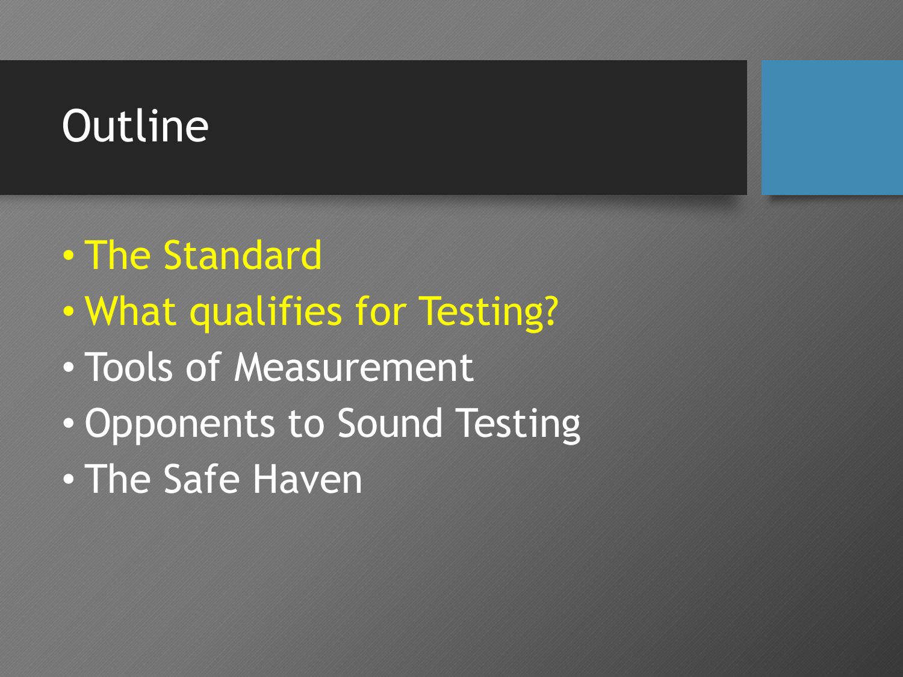# Outline

- The Standard
- What qualifies for Testing?
- Tools of Measurement
- Opponents to Sound Testing
- The Safe Haven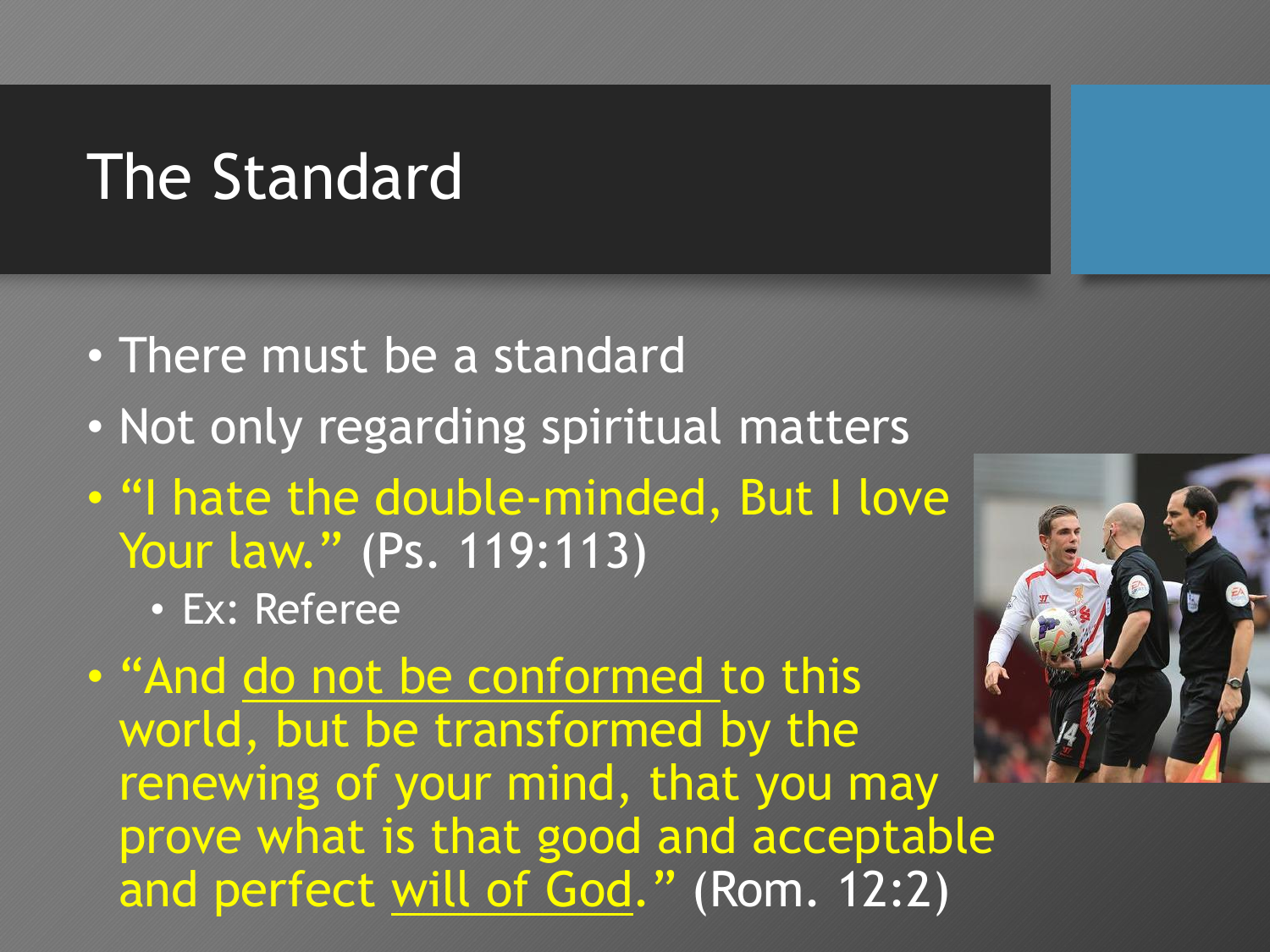# The Standard

- There must be a standard
- Not only regarding spiritual matters
- "I hate the double-minded, But I love Your law." (Ps. 119:113)
  - Ex: Referee
- "And <u>do not be conformed</u> to this world, but be transformed by the renewing of your mind, that you may prove what is that good and acceptable and perfect <u>will of God</u>." (Rom. 12:2)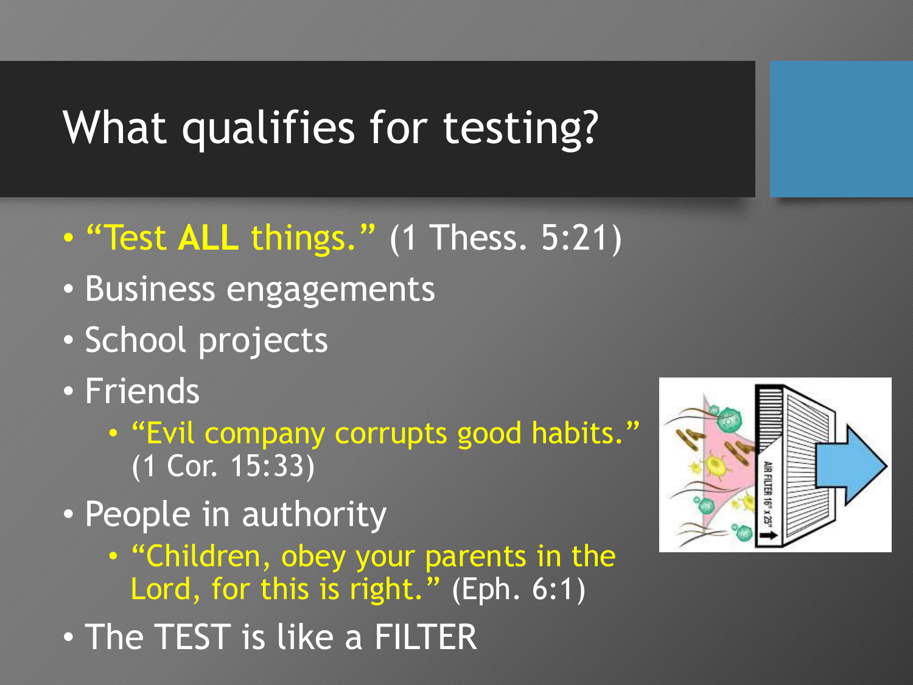# What qualifies for testing?

- "Test **ALL** things." (1 Thess. 5:21)
- Business engagements
- School projects
- Friends
  - "Evil company corrupts good habits." (1 Cor. 15:33)
- People in authority
  - "Children, obey your parents in the Lord, for this is right." (Eph. 6:1)
- The TEST is like a FILTER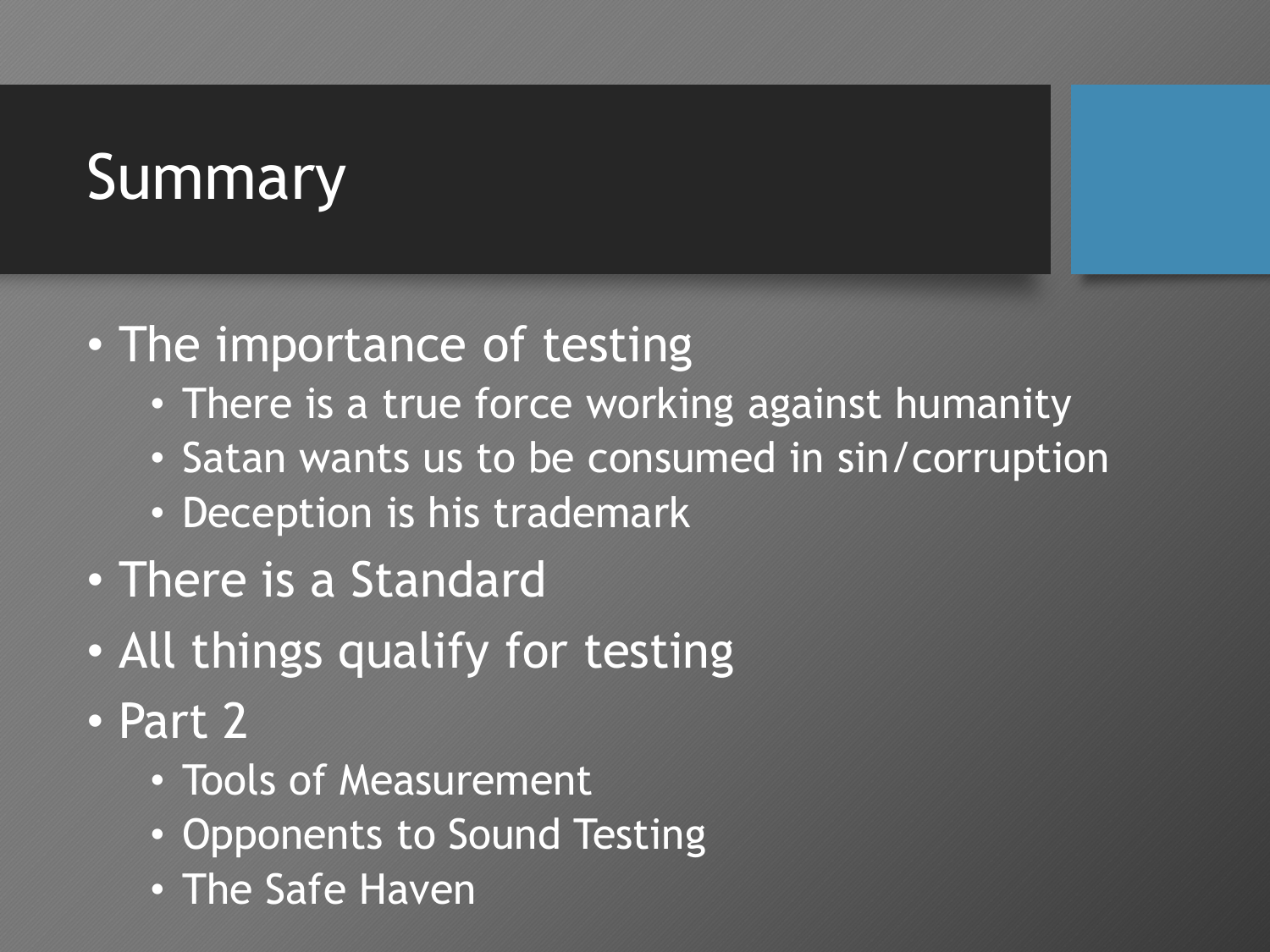# Summary

- The importance of testing
  - There is a true force working against humanity
  - Satan wants us to be consumed in sin/corruption
  - Deception is his trademark
- There is a Standard
- All things qualify for testing
- Part 2
  - Tools of Measurement
  - Opponents to Sound Testing
  - The Safe Haven